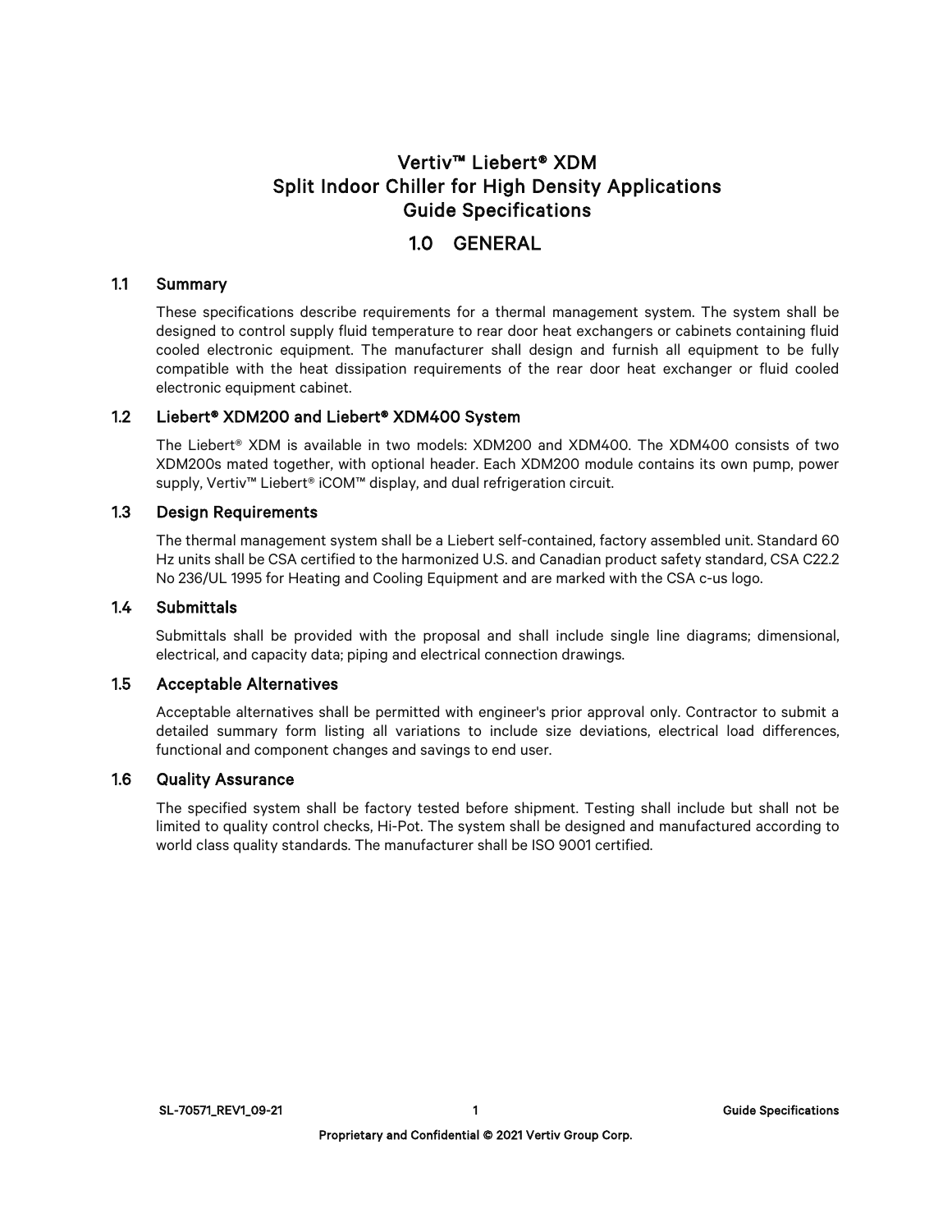# Vertiv™ Liebert® XDM
# Split Indoor Chiller for High Density Applications
# Guide Specifications

## 1.0 GENERAL

### 1.1 Summary

These specifications describe requirements for a thermal management system. The system shall be designed to control supply fluid temperature to rear door heat exchangers or cabinets containing fluid cooled electronic equipment. The manufacturer shall design and furnish all equipment to be fully compatible with the heat dissipation requirements of the rear door heat exchanger or fluid cooled electronic equipment cabinet.

### 1.2 Liebert® XDM200 and Liebert® XDM400 System

The Liebert® XDM is available in two models: XDM200 and XDM400. The XDM400 consists of two XDM200s mated together, with optional header. Each XDM200 module contains its own pump, power supply, Vertiv™ Liebert® iCOM™ display, and dual refrigeration circuit.

### 1.3 Design Requirements

The thermal management system shall be a Liebert self-contained, factory assembled unit. Standard 60 Hz units shall be CSA certified to the harmonized U.S. and Canadian product safety standard, CSA C22.2 No 236/UL 1995 for Heating and Cooling Equipment and are marked with the CSA c-us logo.

### 1.4 Submittals

Submittals shall be provided with the proposal and shall include single line diagrams; dimensional, electrical, and capacity data; piping and electrical connection drawings.

### 1.5 Acceptable Alternatives

Acceptable alternatives shall be permitted with engineer's prior approval only. Contractor to submit a detailed summary form listing all variations to include size deviations, electrical load differences, functional and component changes and savings to end user.

### 1.6 Quality Assurance

The specified system shall be factory tested before shipment. Testing shall include but shall not be limited to quality control checks, Hi-Pot. The system shall be designed and manufactured according to world class quality standards. The manufacturer shall be ISO 9001 certified.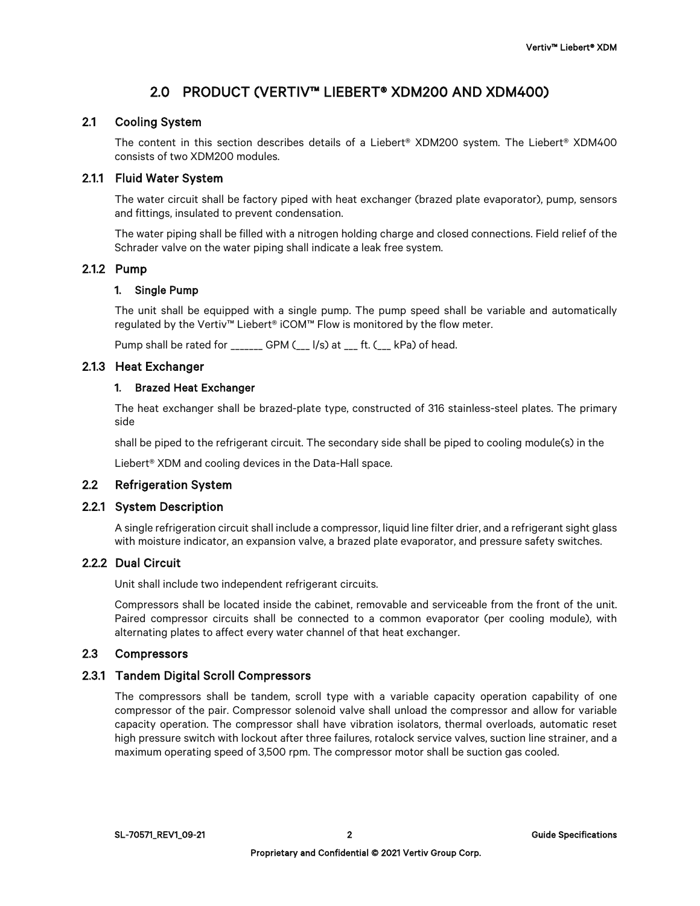# 2.0 PRODUCT (VERTIV™ LIEBERT® XDM200 AND XDM400)

## 2.1 Cooling System

The content in this section describes details of a Liebert® XDM200 system. The Liebert® XDM400 consists of two XDM200 modules.

### 2.1.1 Fluid Water System

The water circuit shall be factory piped with heat exchanger (brazed plate evaporator), pump, sensors and fittings, insulated to prevent condensation.

The water piping shall be filled with a nitrogen holding charge and closed connections. Field relief of the Schrader valve on the water piping shall indicate a leak free system.

### 2.1.2 Pump

#### 1. Single Pump

The unit shall be equipped with a single pump. The pump speed shall be variable and automatically regulated by the Vertiv™ Liebert® iCOM™ Flow is monitored by the flow meter.

Pump shall be rated for _______ GPM (___ l/s) at ___ ft. (___ kPa) of head.

### 2.1.3 Heat Exchanger

#### 1. Brazed Heat Exchanger

The heat exchanger shall be brazed-plate type, constructed of 316 stainless-steel plates. The primary side

shall be piped to the refrigerant circuit. The secondary side shall be piped to cooling module(s) in the

Liebert® XDM and cooling devices in the Data-Hall space.

## 2.2 Refrigeration System

### 2.2.1 System Description

A single refrigeration circuit shall include a compressor, liquid line filter drier, and a refrigerant sight glass with moisture indicator, an expansion valve, a brazed plate evaporator, and pressure safety switches.

### 2.2.2 Dual Circuit

Unit shall include two independent refrigerant circuits.

Compressors shall be located inside the cabinet, removable and serviceable from the front of the unit. Paired compressor circuits shall be connected to a common evaporator (per cooling module), with alternating plates to affect every water channel of that heat exchanger.

## 2.3 Compressors

### 2.3.1 Tandem Digital Scroll Compressors

The compressors shall be tandem, scroll type with a variable capacity operation capability of one compressor of the pair. Compressor solenoid valve shall unload the compressor and allow for variable capacity operation. The compressor shall have vibration isolators, thermal overloads, automatic reset high pressure switch with lockout after three failures, rotalock service valves, suction line strainer, and a maximum operating speed of 3,500 rpm. The compressor motor shall be suction gas cooled.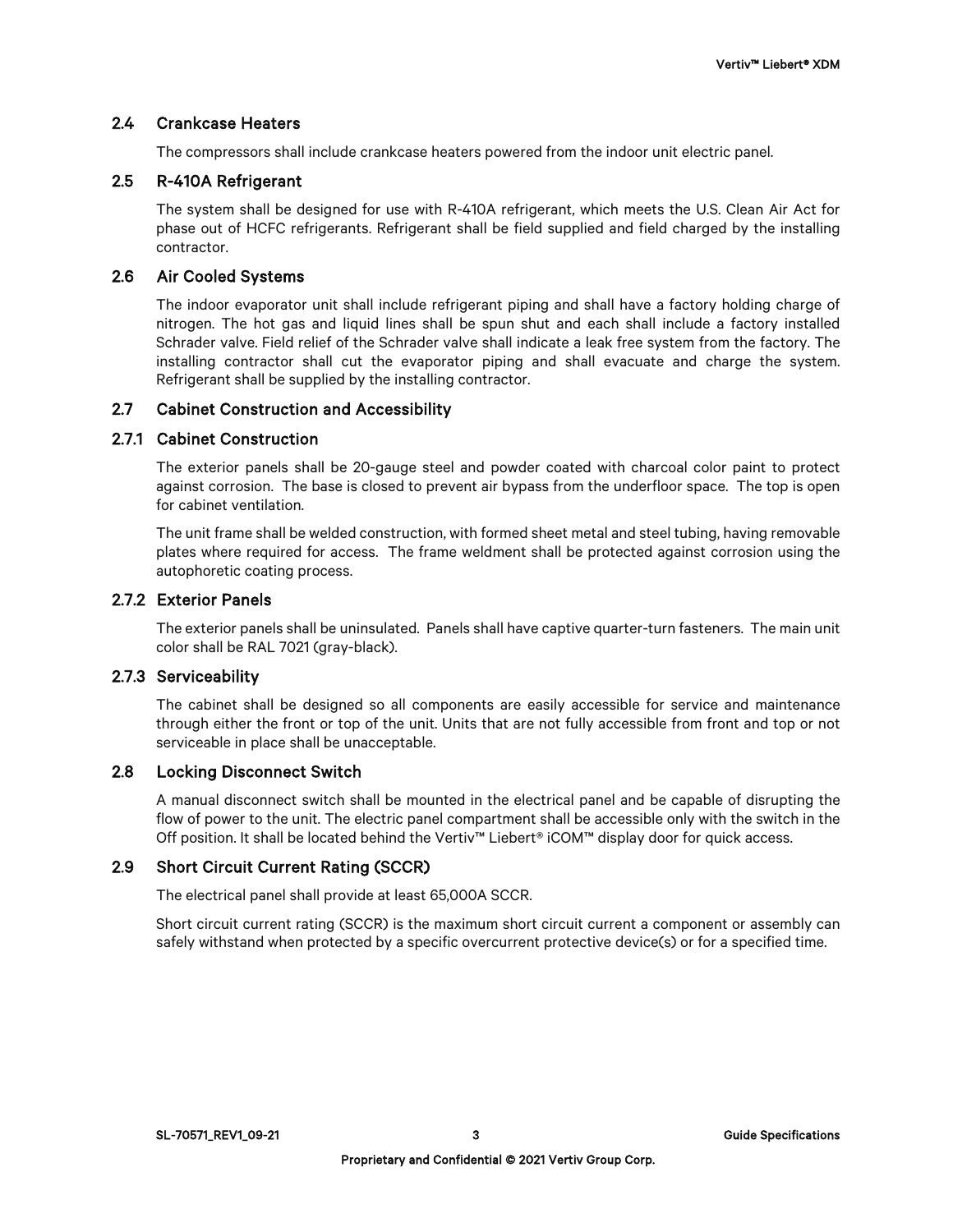## 2.4 Crankcase Heaters

The compressors shall include crankcase heaters powered from the indoor unit electric panel.

## 2.5 R-410A Refrigerant

The system shall be designed for use with R-410A refrigerant, which meets the U.S. Clean Air Act for phase out of HCFC refrigerants. Refrigerant shall be field supplied and field charged by the installing contractor.

## 2.6 Air Cooled Systems

The indoor evaporator unit shall include refrigerant piping and shall have a factory holding charge of nitrogen. The hot gas and liquid lines shall be spun shut and each shall include a factory installed Schrader valve. Field relief of the Schrader valve shall indicate a leak free system from the factory. The installing contractor shall cut the evaporator piping and shall evacuate and charge the system. Refrigerant shall be supplied by the installing contractor.

## 2.7 Cabinet Construction and Accessibility

### 2.7.1 Cabinet Construction

The exterior panels shall be 20-gauge steel and powder coated with charcoal color paint to protect against corrosion. The base is closed to prevent air bypass from the underfloor space. The top is open for cabinet ventilation.

The unit frame shall be welded construction, with formed sheet metal and steel tubing, having removable plates where required for access. The frame weldment shall be protected against corrosion using the autophoretic coating process.

### 2.7.2 Exterior Panels

The exterior panels shall be uninsulated. Panels shall have captive quarter-turn fasteners. The main unit color shall be RAL 7021 (gray-black).

### 2.7.3 Serviceability

The cabinet shall be designed so all components are easily accessible for service and maintenance through either the front or top of the unit. Units that are not fully accessible from front and top or not serviceable in place shall be unacceptable.

## 2.8 Locking Disconnect Switch

A manual disconnect switch shall be mounted in the electrical panel and be capable of disrupting the flow of power to the unit. The electric panel compartment shall be accessible only with the switch in the Off position. It shall be located behind the Vertiv™ Liebert® iCOM™ display door for quick access.

## 2.9 Short Circuit Current Rating (SCCR)

The electrical panel shall provide at least 65,000A SCCR.

Short circuit current rating (SCCR) is the maximum short circuit current a component or assembly can safely withstand when protected by a specific overcurrent protective device(s) or for a specified time.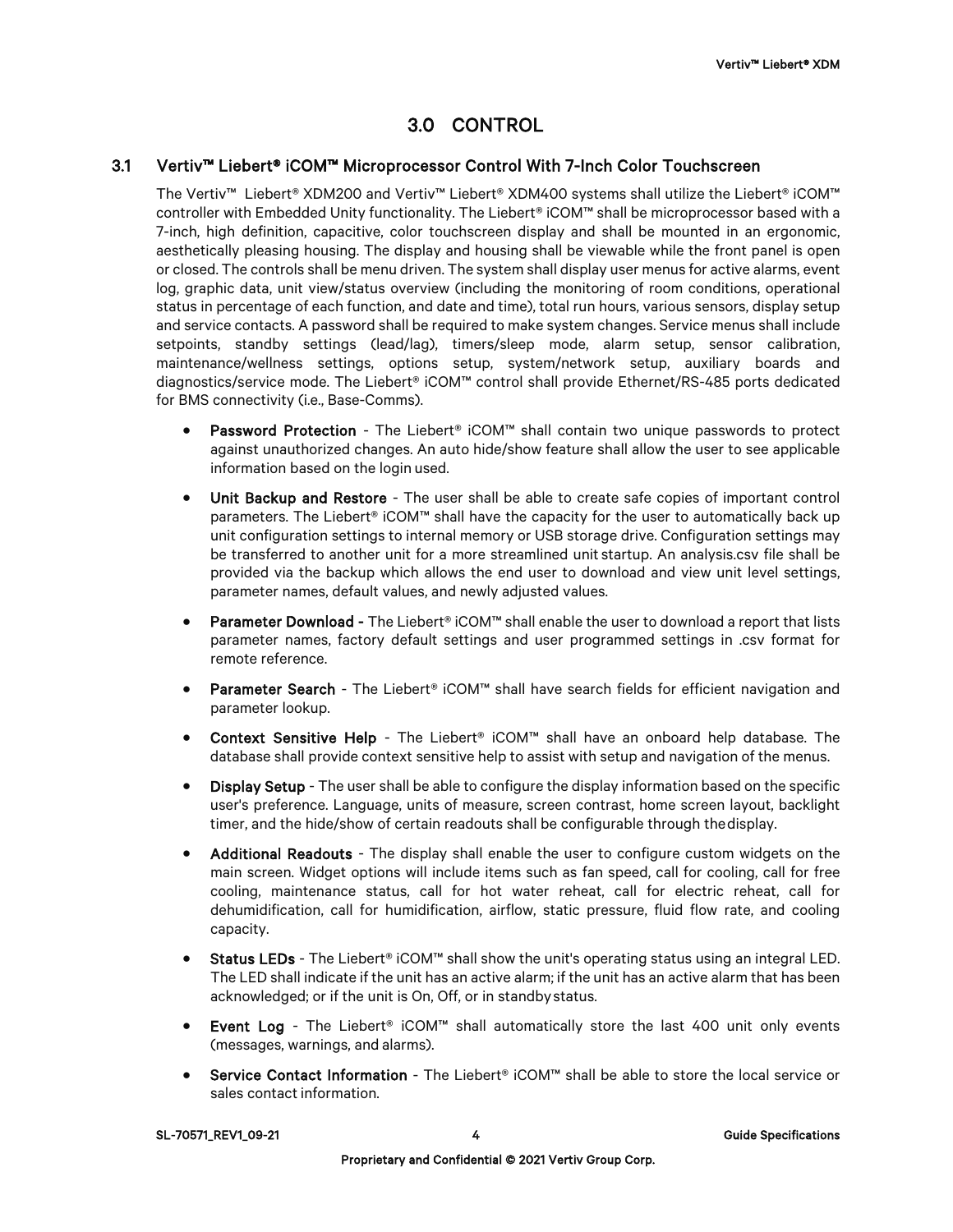# 3.0 CONTROL

## 3.1 Vertiv™ Liebert® iCOM™ Microprocessor Control With 7-Inch Color Touchscreen

The Vertiv™ Liebert® XDM200 and Vertiv™ Liebert® XDM400 systems shall utilize the Liebert® iCOM™ controller with Embedded Unity functionality. The Liebert® iCOM™ shall be microprocessor based with a 7-inch, high definition, capacitive, color touchscreen display and shall be mounted in an ergonomic, aesthetically pleasing housing. The display and housing shall be viewable while the front panel is open or closed. The controls shall be menu driven. The system shall display user menus for active alarms, event log, graphic data, unit view/status overview (including the monitoring of room conditions, operational status in percentage of each function, and date and time), total run hours, various sensors, display setup and service contacts. A password shall be required to make system changes. Service menus shall include setpoints, standby settings (lead/lag), timers/sleep mode, alarm setup, sensor calibration, maintenance/wellness settings, options setup, system/network setup, auxiliary boards and diagnostics/service mode. The Liebert® iCOM™ control shall provide Ethernet/RS-485 ports dedicated for BMS connectivity (i.e., Base-Comms).

- **Password Protection** - The Liebert® iCOM™ shall contain two unique passwords to protect against unauthorized changes. An auto hide/show feature shall allow the user to see applicable information based on the login used.
- **Unit Backup and Restore** - The user shall be able to create safe copies of important control parameters. The Liebert® iCOM™ shall have the capacity for the user to automatically back up unit configuration settings to internal memory or USB storage drive. Configuration settings may be transferred to another unit for a more streamlined unit startup. An analysis.csv file shall be provided via the backup which allows the end user to download and view unit level settings, parameter names, default values, and newly adjusted values.
- **Parameter Download -** The Liebert® iCOM™ shall enable the user to download a report that lists parameter names, factory default settings and user programmed settings in .csv format for remote reference.
- **Parameter Search** - The Liebert® iCOM™ shall have search fields for efficient navigation and parameter lookup.
- **Context Sensitive Help** - The Liebert® iCOM™ shall have an onboard help database. The database shall provide context sensitive help to assist with setup and navigation of the menus.
- **Display Setup** - The user shall be able to configure the display information based on the specific user's preference. Language, units of measure, screen contrast, home screen layout, backlight timer, and the hide/show of certain readouts shall be configurable through the display.
- **Additional Readouts** - The display shall enable the user to configure custom widgets on the main screen. Widget options will include items such as fan speed, call for cooling, call for free cooling, maintenance status, call for hot water reheat, call for electric reheat, call for dehumidification, call for humidification, airflow, static pressure, fluid flow rate, and cooling capacity.
- **Status LEDs** - The Liebert® iCOM™ shall show the unit's operating status using an integral LED. The LED shall indicate if the unit has an active alarm; if the unit has an active alarm that has been acknowledged; or if the unit is On, Off, or in standby status.
- **Event Log** - The Liebert® iCOM™ shall automatically store the last 400 unit only events (messages, warnings, and alarms).
- **Service Contact Information** - The Liebert® iCOM™ shall be able to store the local service or sales contact information.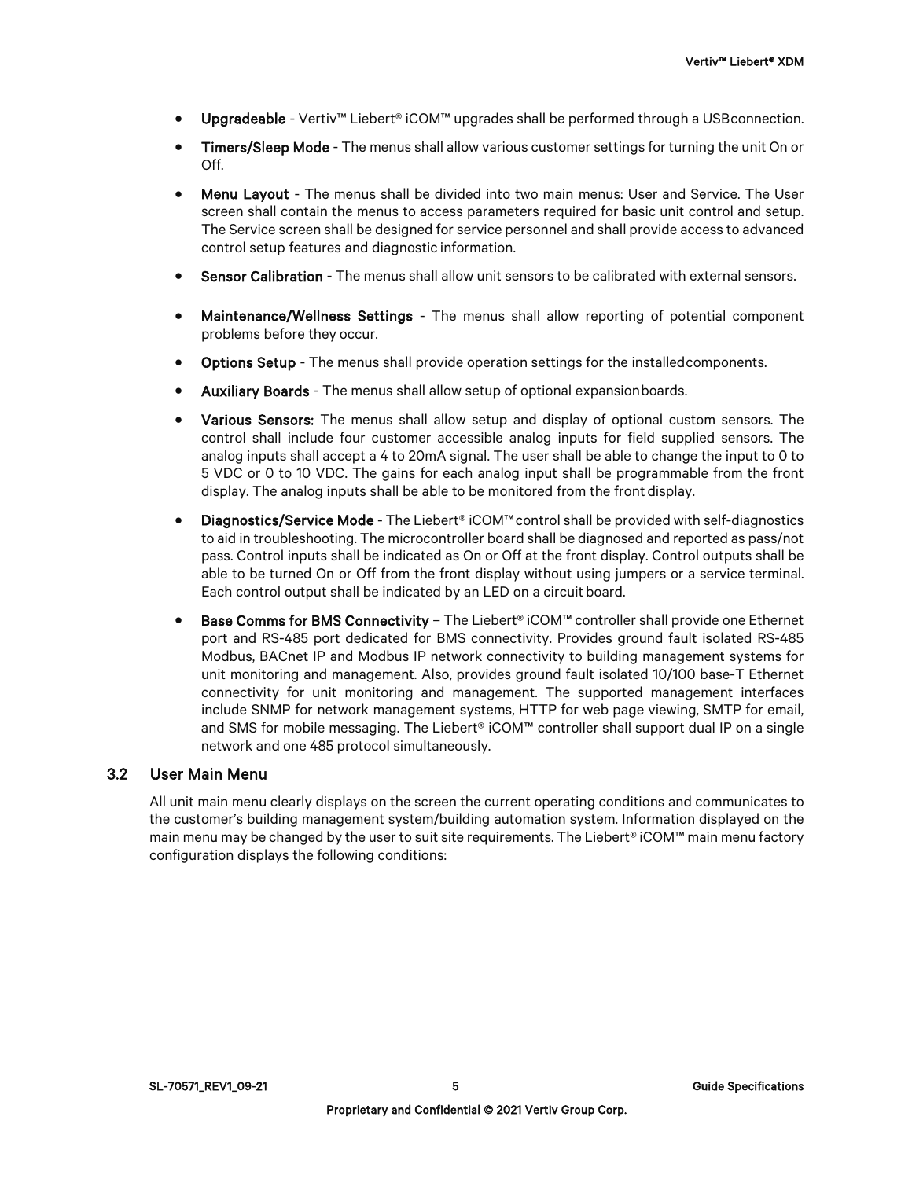- **Upgradeable** - Vertiv™ Liebert® iCOM™ upgrades shall be performed through a USBconnection.
- **Timers/Sleep Mode** - The menus shall allow various customer settings for turning the unit On or Off.
- **Menu Layout** - The menus shall be divided into two main menus: User and Service. The User screen shall contain the menus to access parameters required for basic unit control and setup. The Service screen shall be designed for service personnel and shall provide access to advanced control setup features and diagnostic information.
- **Sensor Calibration** - The menus shall allow unit sensors to be calibrated with external sensors.
- **Maintenance/Wellness Settings** - The menus shall allow reporting of potential component problems before they occur.
- **Options Setup** - The menus shall provide operation settings for the installedcomponents.
- **Auxiliary Boards** - The menus shall allow setup of optional expansionboards.
- **Various Sensors:** The menus shall allow setup and display of optional custom sensors. The control shall include four customer accessible analog inputs for field supplied sensors. The analog inputs shall accept a 4 to 20mA signal. The user shall be able to change the input to 0 to 5 VDC or 0 to 10 VDC. The gains for each analog input shall be programmable from the front display. The analog inputs shall be able to be monitored from the front display.
- **Diagnostics/Service Mode** - The Liebert® iCOM™ control shall be provided with self-diagnostics to aid in troubleshooting. The microcontroller board shall be diagnosed and reported as pass/not pass. Control inputs shall be indicated as On or Off at the front display. Control outputs shall be able to be turned On or Off from the front display without using jumpers or a service terminal. Each control output shall be indicated by an LED on a circuit board.
- **Base Comms for BMS Connectivity** – The Liebert® iCOM™ controller shall provide one Ethernet port and RS-485 port dedicated for BMS connectivity. Provides ground fault isolated RS-485 Modbus, BACnet IP and Modbus IP network connectivity to building management systems for unit monitoring and management. Also, provides ground fault isolated 10/100 base-T Ethernet connectivity for unit monitoring and management. The supported management interfaces include SNMP for network management systems, HTTP for web page viewing, SMTP for email, and SMS for mobile messaging. The Liebert® iCOM™ controller shall support dual IP on a single network and one 485 protocol simultaneously.

## 3.2 User Main Menu

All unit main menu clearly displays on the screen the current operating conditions and communicates to the customer's building management system/building automation system. Information displayed on the main menu may be changed by the user to suit site requirements. The Liebert® iCOM™ main menu factory configuration displays the following conditions: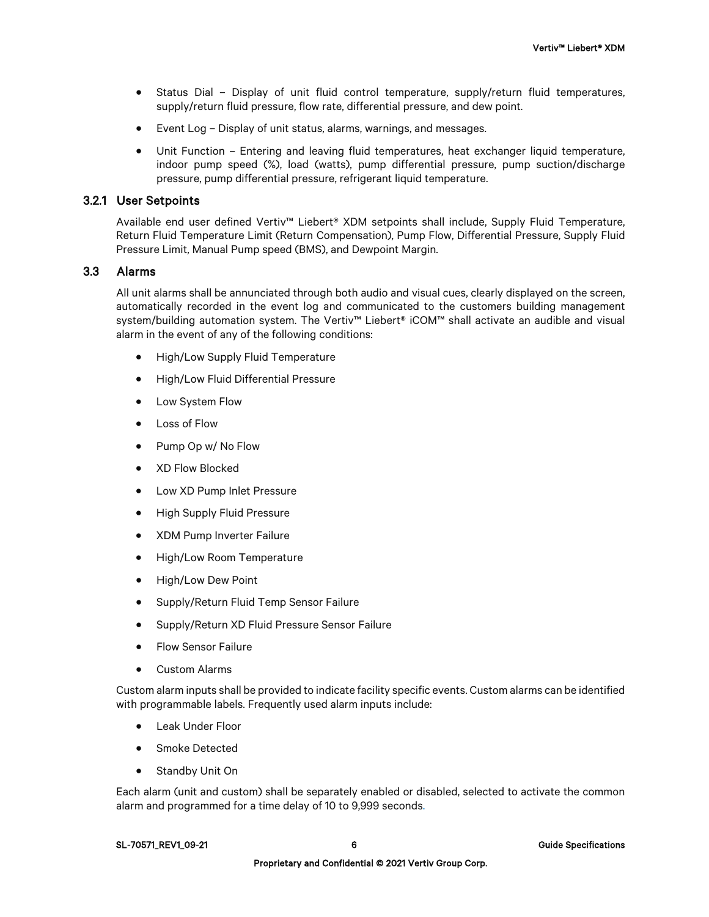- Status Dial – Display of unit fluid control temperature, supply/return fluid temperatures, supply/return fluid pressure, flow rate, differential pressure, and dew point.
- Event Log – Display of unit status, alarms, warnings, and messages.
- Unit Function – Entering and leaving fluid temperatures, heat exchanger liquid temperature, indoor pump speed (%), load (watts), pump differential pressure, pump suction/discharge pressure, pump differential pressure, refrigerant liquid temperature.

### 3.2.1 User Setpoints

Available end user defined Vertiv™ Liebert® XDM setpoints shall include, Supply Fluid Temperature, Return Fluid Temperature Limit (Return Compensation), Pump Flow, Differential Pressure, Supply Fluid Pressure Limit, Manual Pump speed (BMS), and Dewpoint Margin.

## 3.3 Alarms

All unit alarms shall be annunciated through both audio and visual cues, clearly displayed on the screen, automatically recorded in the event log and communicated to the customers building management system/building automation system. The Vertiv™ Liebert® iCOM™ shall activate an audible and visual alarm in the event of any of the following conditions:

- High/Low Supply Fluid Temperature
- High/Low Fluid Differential Pressure
- Low System Flow
- Loss of Flow
- Pump Op w/ No Flow
- XD Flow Blocked
- Low XD Pump Inlet Pressure
- High Supply Fluid Pressure
- XDM Pump Inverter Failure
- High/Low Room Temperature
- High/Low Dew Point
- Supply/Return Fluid Temp Sensor Failure
- Supply/Return XD Fluid Pressure Sensor Failure
- Flow Sensor Failure
- Custom Alarms

Custom alarm inputs shall be provided to indicate facility specific events. Custom alarms can be identified with programmable labels. Frequently used alarm inputs include:

- Leak Under Floor
- Smoke Detected
- Standby Unit On

Each alarm (unit and custom) shall be separately enabled or disabled, selected to activate the common alarm and programmed for a time delay of 10 to 9,999 seconds.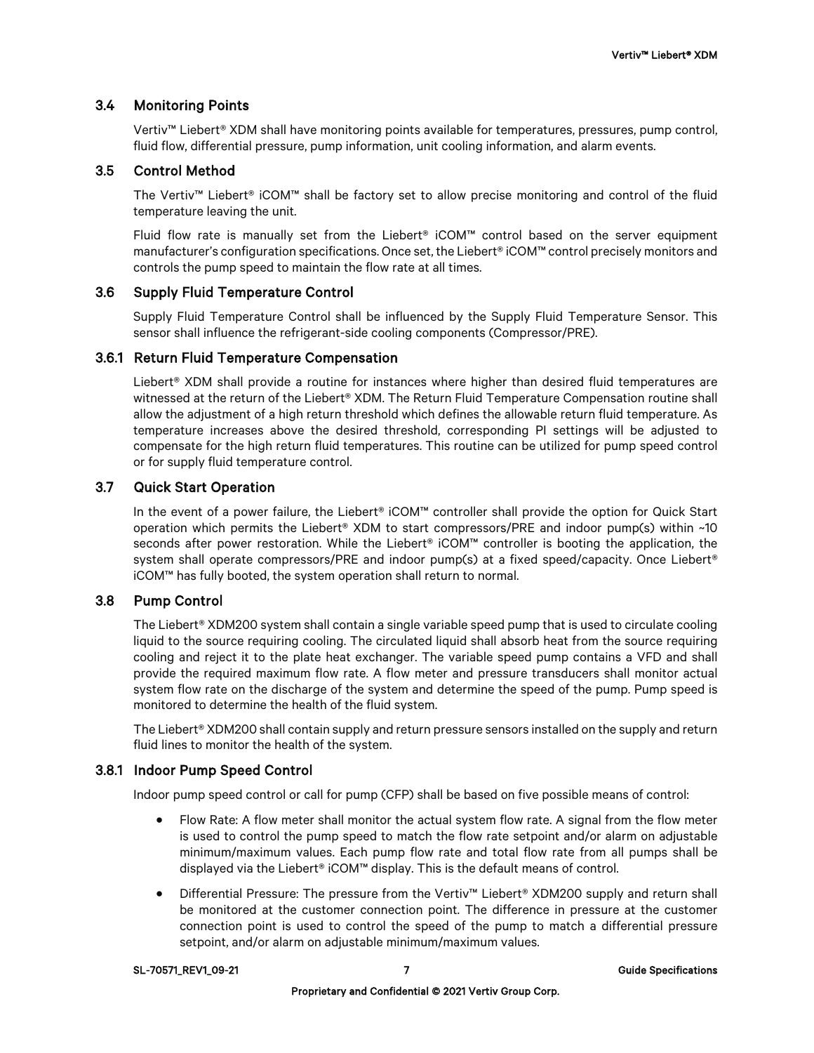## 3.4 Monitoring Points

Vertiv™ Liebert® XDM shall have monitoring points available for temperatures, pressures, pump control, fluid flow, differential pressure, pump information, unit cooling information, and alarm events.

## 3.5 Control Method

The Vertiv™ Liebert® iCOM™ shall be factory set to allow precise monitoring and control of the fluid temperature leaving the unit.

Fluid flow rate is manually set from the Liebert® iCOM™ control based on the server equipment manufacturer's configuration specifications. Once set, the Liebert® iCOM™ control precisely monitors and controls the pump speed to maintain the flow rate at all times.

## 3.6 Supply Fluid Temperature Control

Supply Fluid Temperature Control shall be influenced by the Supply Fluid Temperature Sensor. This sensor shall influence the refrigerant-side cooling components (Compressor/PRE).

### 3.6.1 Return Fluid Temperature Compensation

Liebert® XDM shall provide a routine for instances where higher than desired fluid temperatures are witnessed at the return of the Liebert® XDM. The Return Fluid Temperature Compensation routine shall allow the adjustment of a high return threshold which defines the allowable return fluid temperature. As temperature increases above the desired threshold, corresponding PI settings will be adjusted to compensate for the high return fluid temperatures. This routine can be utilized for pump speed control or for supply fluid temperature control.

## 3.7 Quick Start Operation

In the event of a power failure, the Liebert® iCOM™ controller shall provide the option for Quick Start operation which permits the Liebert® XDM to start compressors/PRE and indoor pump(s) within ~10 seconds after power restoration. While the Liebert® iCOM™ controller is booting the application, the system shall operate compressors/PRE and indoor pump(s) at a fixed speed/capacity. Once Liebert® iCOM™ has fully booted, the system operation shall return to normal.

## 3.8 Pump Control

The Liebert® XDM200 system shall contain a single variable speed pump that is used to circulate cooling liquid to the source requiring cooling. The circulated liquid shall absorb heat from the source requiring cooling and reject it to the plate heat exchanger. The variable speed pump contains a VFD and shall provide the required maximum flow rate. A flow meter and pressure transducers shall monitor actual system flow rate on the discharge of the system and determine the speed of the pump. Pump speed is monitored to determine the health of the fluid system.

The Liebert® XDM200 shall contain supply and return pressure sensors installed on the supply and return fluid lines to monitor the health of the system.

### 3.8.1 Indoor Pump Speed Control

Indoor pump speed control or call for pump (CFP) shall be based on five possible means of control:

- Flow Rate: A flow meter shall monitor the actual system flow rate. A signal from the flow meter is used to control the pump speed to match the flow rate setpoint and/or alarm on adjustable minimum/maximum values. Each pump flow rate and total flow rate from all pumps shall be displayed via the Liebert® iCOM™ display. This is the default means of control.
- Differential Pressure: The pressure from the Vertiv™ Liebert® XDM200 supply and return shall be monitored at the customer connection point. The difference in pressure at the customer connection point is used to control the speed of the pump to match a differential pressure setpoint, and/or alarm on adjustable minimum/maximum values.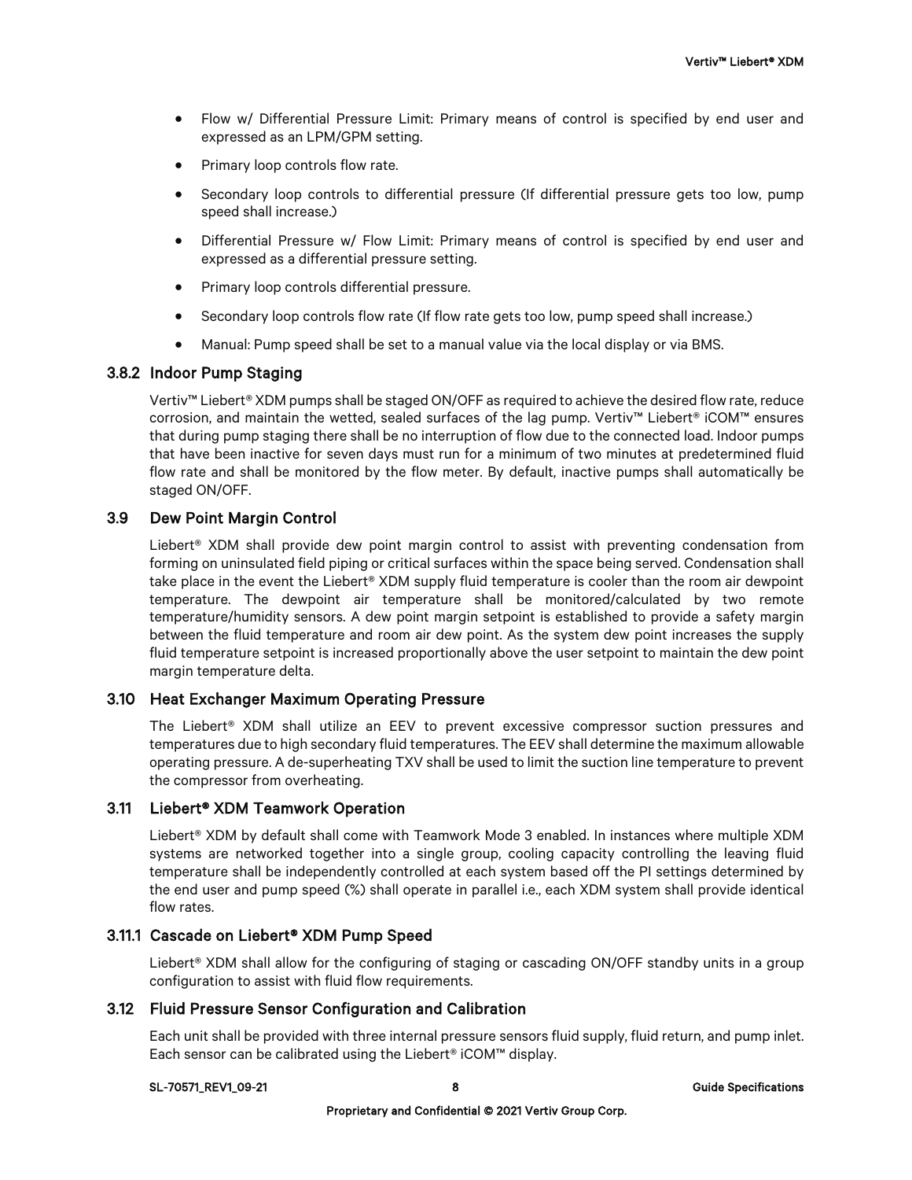- Flow w/ Differential Pressure Limit: Primary means of control is specified by end user and expressed as an LPM/GPM setting.
- Primary loop controls flow rate.
- Secondary loop controls to differential pressure (If differential pressure gets too low, pump speed shall increase.)
- Differential Pressure w/ Flow Limit: Primary means of control is specified by end user and expressed as a differential pressure setting.
- Primary loop controls differential pressure.
- Secondary loop controls flow rate (If flow rate gets too low, pump speed shall increase.)
- Manual: Pump speed shall be set to a manual value via the local display or via BMS.

### 3.8.2 Indoor Pump Staging

Vertiv™ Liebert® XDM pumps shall be staged ON/OFF as required to achieve the desired flow rate, reduce corrosion, and maintain the wetted, sealed surfaces of the lag pump. Vertiv™ Liebert® iCOM™ ensures that during pump staging there shall be no interruption of flow due to the connected load. Indoor pumps that have been inactive for seven days must run for a minimum of two minutes at predetermined fluid flow rate and shall be monitored by the flow meter. By default, inactive pumps shall automatically be staged ON/OFF.

## 3.9 Dew Point Margin Control

Liebert® XDM shall provide dew point margin control to assist with preventing condensation from forming on uninsulated field piping or critical surfaces within the space being served. Condensation shall take place in the event the Liebert® XDM supply fluid temperature is cooler than the room air dewpoint temperature. The dewpoint air temperature shall be monitored/calculated by two remote temperature/humidity sensors. A dew point margin setpoint is established to provide a safety margin between the fluid temperature and room air dew point. As the system dew point increases the supply fluid temperature setpoint is increased proportionally above the user setpoint to maintain the dew point margin temperature delta.

## 3.10 Heat Exchanger Maximum Operating Pressure

The Liebert® XDM shall utilize an EEV to prevent excessive compressor suction pressures and temperatures due to high secondary fluid temperatures. The EEV shall determine the maximum allowable operating pressure. A de-superheating TXV shall be used to limit the suction line temperature to prevent the compressor from overheating.

## 3.11 Liebert® XDM Teamwork Operation

Liebert® XDM by default shall come with Teamwork Mode 3 enabled. In instances where multiple XDM systems are networked together into a single group, cooling capacity controlling the leaving fluid temperature shall be independently controlled at each system based off the PI settings determined by the end user and pump speed (%) shall operate in parallel i.e., each XDM system shall provide identical flow rates.

### 3.11.1 Cascade on Liebert® XDM Pump Speed

Liebert® XDM shall allow for the configuring of staging or cascading ON/OFF standby units in a group configuration to assist with fluid flow requirements.

## 3.12 Fluid Pressure Sensor Configuration and Calibration

Each unit shall be provided with three internal pressure sensors fluid supply, fluid return, and pump inlet. Each sensor can be calibrated using the Liebert® iCOM™ display.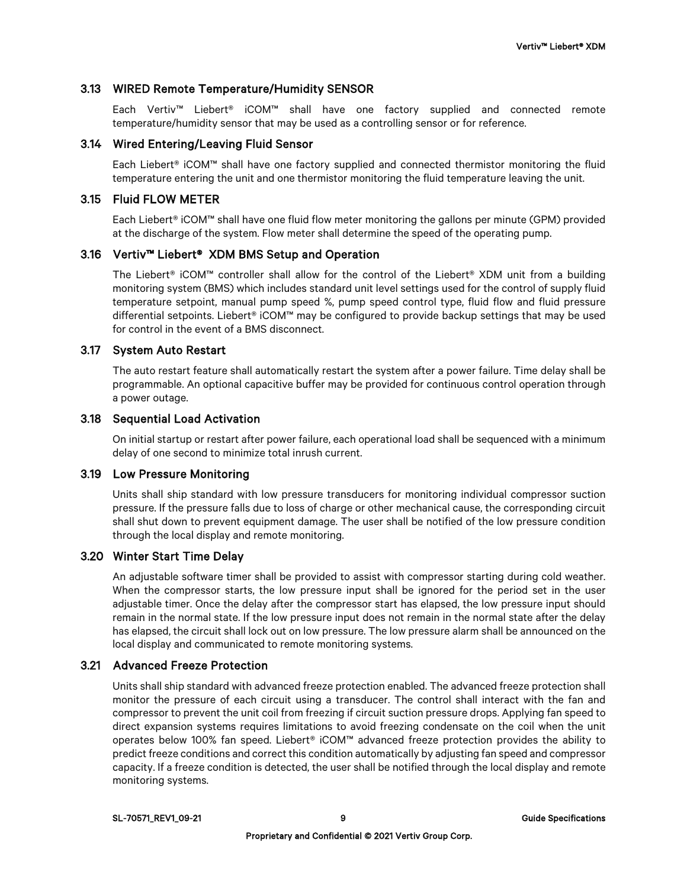### 3.13 WIRED Remote Temperature/Humidity SENSOR

Each Vertiv™ Liebert® iCOM™ shall have one factory supplied and connected remote temperature/humidity sensor that may be used as a controlling sensor or for reference.

### 3.14 Wired Entering/Leaving Fluid Sensor

Each Liebert® iCOM™ shall have one factory supplied and connected thermistor monitoring the fluid temperature entering the unit and one thermistor monitoring the fluid temperature leaving the unit.

### 3.15 Fluid FLOW METER

Each Liebert® iCOM™ shall have one fluid flow meter monitoring the gallons per minute (GPM) provided at the discharge of the system. Flow meter shall determine the speed of the operating pump.

### 3.16 Vertiv™ Liebert® XDM BMS Setup and Operation

The Liebert® iCOM™ controller shall allow for the control of the Liebert® XDM unit from a building monitoring system (BMS) which includes standard unit level settings used for the control of supply fluid temperature setpoint, manual pump speed %, pump speed control type, fluid flow and fluid pressure differential setpoints. Liebert® iCOM™ may be configured to provide backup settings that may be used for control in the event of a BMS disconnect.

### 3.17 System Auto Restart

The auto restart feature shall automatically restart the system after a power failure. Time delay shall be programmable. An optional capacitive buffer may be provided for continuous control operation through a power outage.

### 3.18 Sequential Load Activation

On initial startup or restart after power failure, each operational load shall be sequenced with a minimum delay of one second to minimize total inrush current.

### 3.19 Low Pressure Monitoring

Units shall ship standard with low pressure transducers for monitoring individual compressor suction pressure. If the pressure falls due to loss of charge or other mechanical cause, the corresponding circuit shall shut down to prevent equipment damage. The user shall be notified of the low pressure condition through the local display and remote monitoring.

### 3.20 Winter Start Time Delay

An adjustable software timer shall be provided to assist with compressor starting during cold weather. When the compressor starts, the low pressure input shall be ignored for the period set in the user adjustable timer. Once the delay after the compressor start has elapsed, the low pressure input should remain in the normal state. If the low pressure input does not remain in the normal state after the delay has elapsed, the circuit shall lock out on low pressure. The low pressure alarm shall be announced on the local display and communicated to remote monitoring systems.

### 3.21 Advanced Freeze Protection

Units shall ship standard with advanced freeze protection enabled. The advanced freeze protection shall monitor the pressure of each circuit using a transducer. The control shall interact with the fan and compressor to prevent the unit coil from freezing if circuit suction pressure drops. Applying fan speed to direct expansion systems requires limitations to avoid freezing condensate on the coil when the unit operates below 100% fan speed. Liebert® iCOM™ advanced freeze protection provides the ability to predict freeze conditions and correct this condition automatically by adjusting fan speed and compressor capacity. If a freeze condition is detected, the user shall be notified through the local display and remote monitoring systems.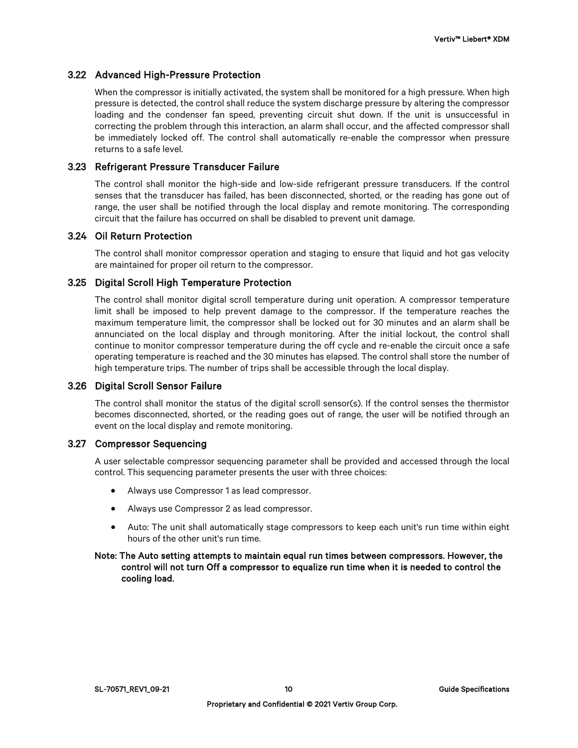## 3.22 Advanced High-Pressure Protection

When the compressor is initially activated, the system shall be monitored for a high pressure. When high pressure is detected, the control shall reduce the system discharge pressure by altering the compressor loading and the condenser fan speed, preventing circuit shut down. If the unit is unsuccessful in correcting the problem through this interaction, an alarm shall occur, and the affected compressor shall be immediately locked off. The control shall automatically re-enable the compressor when pressure returns to a safe level.

## 3.23 Refrigerant Pressure Transducer Failure

The control shall monitor the high-side and low-side refrigerant pressure transducers. If the control senses that the transducer has failed, has been disconnected, shorted, or the reading has gone out of range, the user shall be notified through the local display and remote monitoring. The corresponding circuit that the failure has occurred on shall be disabled to prevent unit damage.

## 3.24 Oil Return Protection

The control shall monitor compressor operation and staging to ensure that liquid and hot gas velocity are maintained for proper oil return to the compressor.

## 3.25 Digital Scroll High Temperature Protection

The control shall monitor digital scroll temperature during unit operation. A compressor temperature limit shall be imposed to help prevent damage to the compressor. If the temperature reaches the maximum temperature limit, the compressor shall be locked out for 30 minutes and an alarm shall be annunciated on the local display and through monitoring. After the initial lockout, the control shall continue to monitor compressor temperature during the off cycle and re-enable the circuit once a safe operating temperature is reached and the 30 minutes has elapsed. The control shall store the number of high temperature trips. The number of trips shall be accessible through the local display.

## 3.26 Digital Scroll Sensor Failure

The control shall monitor the status of the digital scroll sensor(s). If the control senses the thermistor becomes disconnected, shorted, or the reading goes out of range, the user will be notified through an event on the local display and remote monitoring.

## 3.27 Compressor Sequencing

A user selectable compressor sequencing parameter shall be provided and accessed through the local control. This sequencing parameter presents the user with three choices:

- Always use Compressor 1 as lead compressor.
- Always use Compressor 2 as lead compressor.
- Auto: The unit shall automatically stage compressors to keep each unit's run time within eight hours of the other unit's run time.

**Note: The Auto setting attempts to maintain equal run times between compressors. However, the control will not turn Off a compressor to equalize run time when it is needed to control the cooling load.**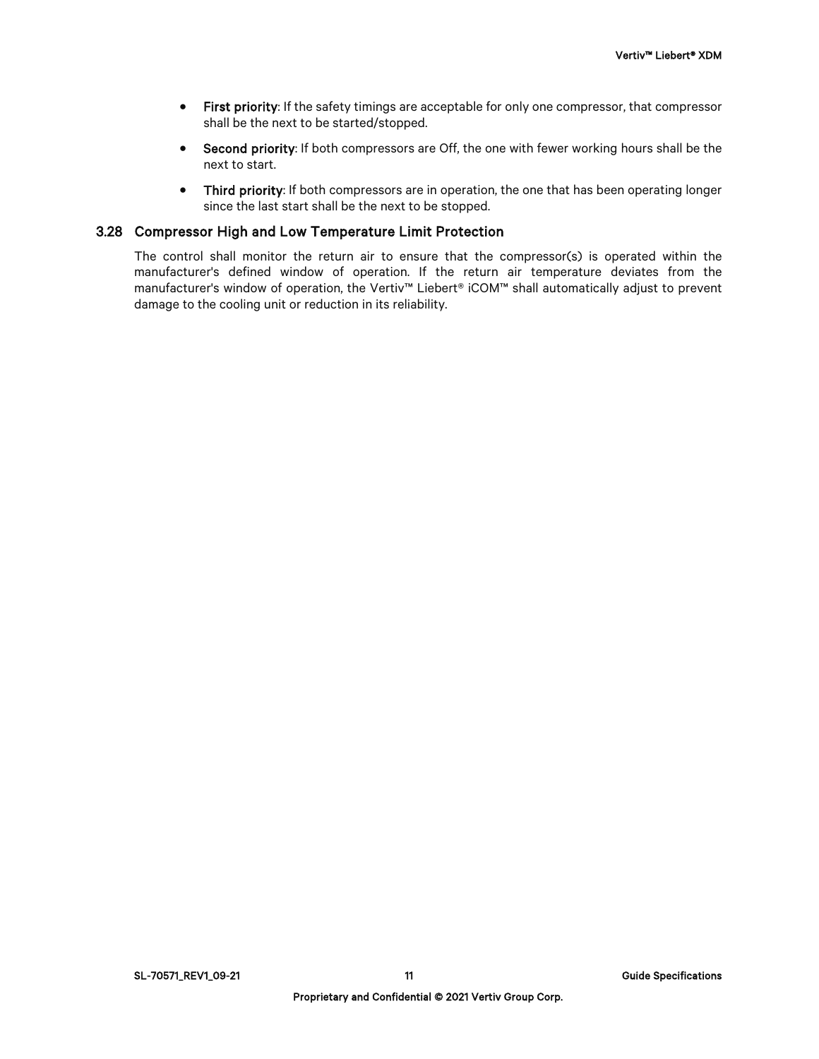- **First priority**: If the safety timings are acceptable for only one compressor, that compressor shall be the next to be started/stopped.
- **Second priority**: If both compressors are Off, the one with fewer working hours shall be the next to start.
- **Third priority**: If both compressors are in operation, the one that has been operating longer since the last start shall be the next to be stopped.

### 3.28 Compressor High and Low Temperature Limit Protection

The control shall monitor the return air to ensure that the compressor(s) is operated within the manufacturer's defined window of operation. If the return air temperature deviates from the manufacturer's window of operation, the Vertiv™ Liebert® iCOM™ shall automatically adjust to prevent damage to the cooling unit or reduction in its reliability.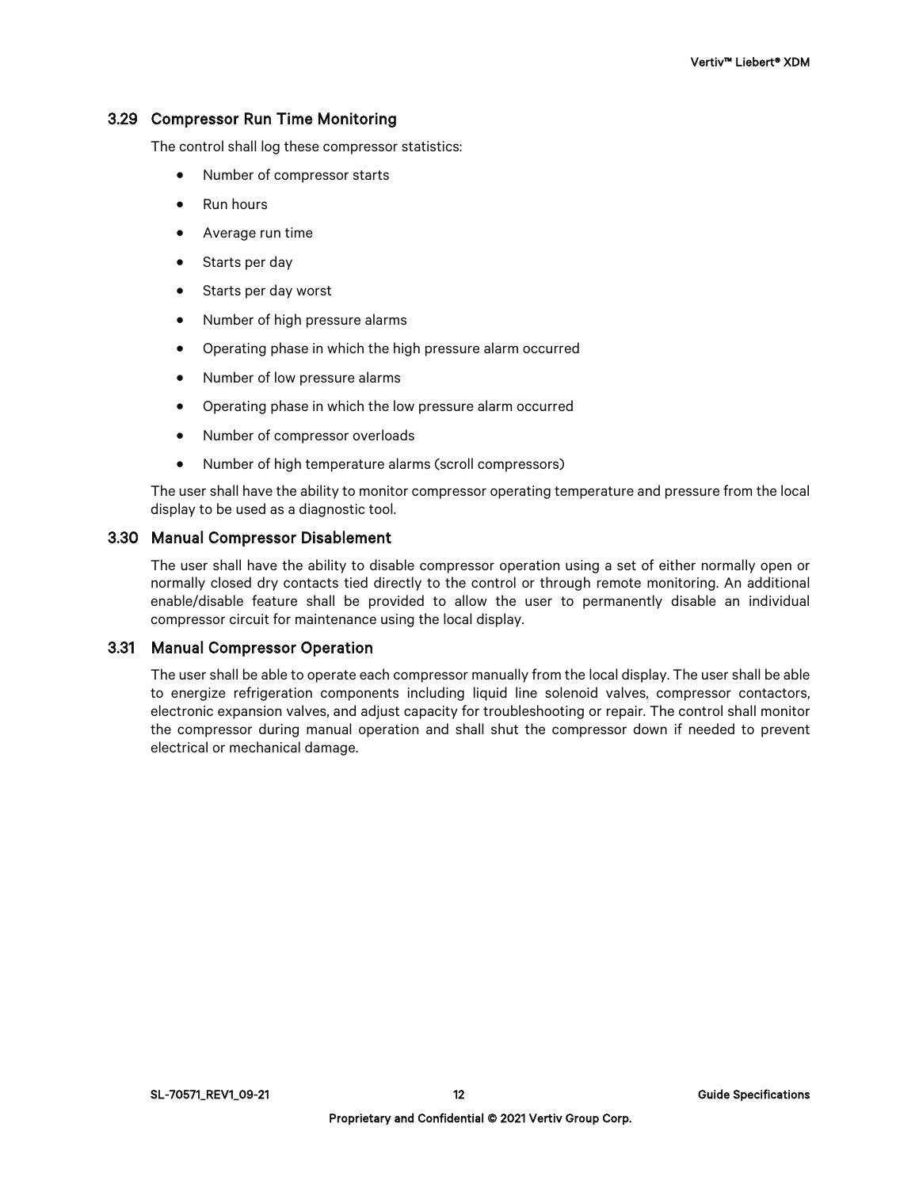## 3.29 Compressor Run Time Monitoring

The control shall log these compressor statistics:

- Number of compressor starts
- Run hours
- Average run time
- Starts per day
- Starts per day worst
- Number of high pressure alarms
- Operating phase in which the high pressure alarm occurred
- Number of low pressure alarms
- Operating phase in which the low pressure alarm occurred
- Number of compressor overloads
- Number of high temperature alarms (scroll compressors)

The user shall have the ability to monitor compressor operating temperature and pressure from the local display to be used as a diagnostic tool.

## 3.30 Manual Compressor Disablement

The user shall have the ability to disable compressor operation using a set of either normally open or normally closed dry contacts tied directly to the control or through remote monitoring. An additional enable/disable feature shall be provided to allow the user to permanently disable an individual compressor circuit for maintenance using the local display.

## 3.31 Manual Compressor Operation

The user shall be able to operate each compressor manually from the local display. The user shall be able to energize refrigeration components including liquid line solenoid valves, compressor contactors, electronic expansion valves, and adjust capacity for troubleshooting or repair. The control shall monitor the compressor during manual operation and shall shut the compressor down if needed to prevent electrical or mechanical damage.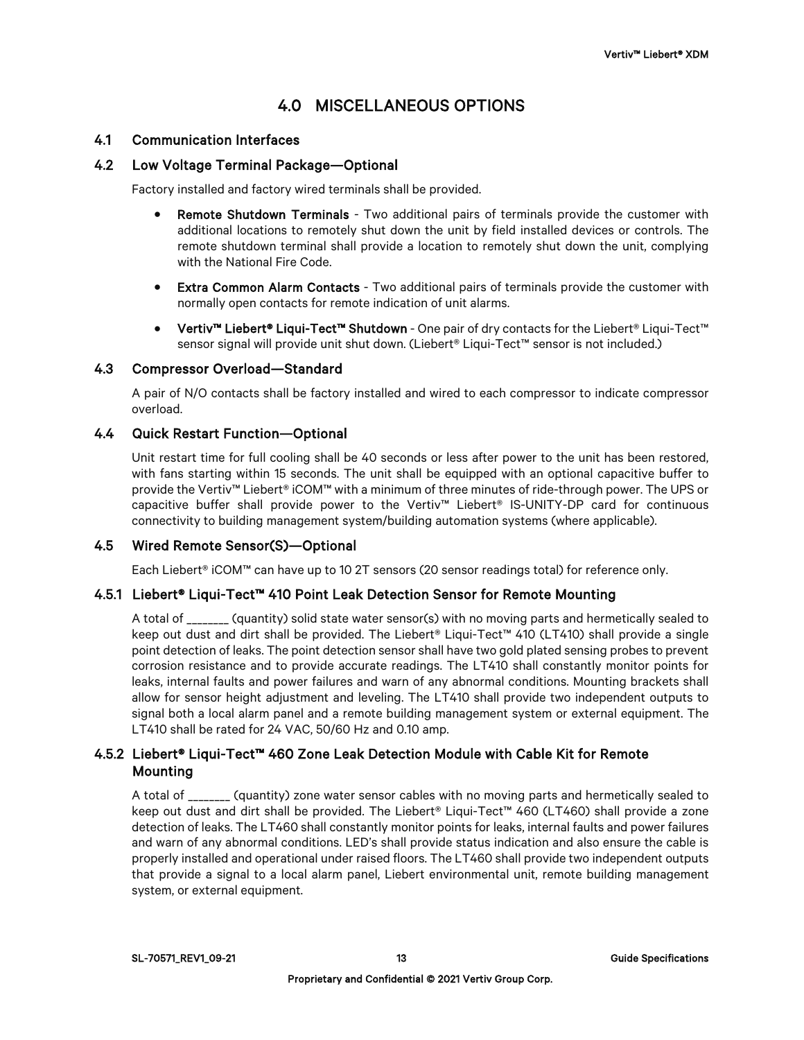# 4.0 MISCELLANEOUS OPTIONS

## 4.1 Communication Interfaces

## 4.2 Low Voltage Terminal Package—Optional

Factory installed and factory wired terminals shall be provided.

- **Remote Shutdown Terminals** - Two additional pairs of terminals provide the customer with additional locations to remotely shut down the unit by field installed devices or controls. The remote shutdown terminal shall provide a location to remotely shut down the unit, complying with the National Fire Code.
- **Extra Common Alarm Contacts** - Two additional pairs of terminals provide the customer with normally open contacts for remote indication of unit alarms.
- **Vertiv™ Liebert® Liqui-Tect™ Shutdown** - One pair of dry contacts for the Liebert® Liqui-Tect™ sensor signal will provide unit shut down. (Liebert® Liqui-Tect™ sensor is not included.)

## 4.3 Compressor Overload—Standard

A pair of N/O contacts shall be factory installed and wired to each compressor to indicate compressor overload.

## 4.4 Quick Restart Function—Optional

Unit restart time for full cooling shall be 40 seconds or less after power to the unit has been restored, with fans starting within 15 seconds. The unit shall be equipped with an optional capacitive buffer to provide the Vertiv™ Liebert® iCOM™ with a minimum of three minutes of ride-through power. The UPS or capacitive buffer shall provide power to the Vertiv™ Liebert® IS-UNITY-DP card for continuous connectivity to building management system/building automation systems (where applicable).

## 4.5 Wired Remote Sensor(S)—Optional

Each Liebert® iCOM™ can have up to 10 2T sensors (20 sensor readings total) for reference only.

### 4.5.1 Liebert® Liqui-Tect™ 410 Point Leak Detection Sensor for Remote Mounting

A total of _______ (quantity) solid state water sensor(s) with no moving parts and hermetically sealed to keep out dust and dirt shall be provided. The Liebert® Liqui-Tect™ 410 (LT410) shall provide a single point detection of leaks. The point detection sensor shall have two gold plated sensing probes to prevent corrosion resistance and to provide accurate readings. The LT410 shall constantly monitor points for leaks, internal faults and power failures and warn of any abnormal conditions. Mounting brackets shall allow for sensor height adjustment and leveling. The LT410 shall provide two independent outputs to signal both a local alarm panel and a remote building management system or external equipment. The LT410 shall be rated for 24 VAC, 50/60 Hz and 0.10 amp.

### 4.5.2 Liebert® Liqui-Tect™ 460 Zone Leak Detection Module with Cable Kit for Remote Mounting

A total of _______ (quantity) zone water sensor cables with no moving parts and hermetically sealed to keep out dust and dirt shall be provided. The Liebert® Liqui-Tect™ 460 (LT460) shall provide a zone detection of leaks. The LT460 shall constantly monitor points for leaks, internal faults and power failures and warn of any abnormal conditions. LED's shall provide status indication and also ensure the cable is properly installed and operational under raised floors. The LT460 shall provide two independent outputs that provide a signal to a local alarm panel, Liebert environmental unit, remote building management system, or external equipment.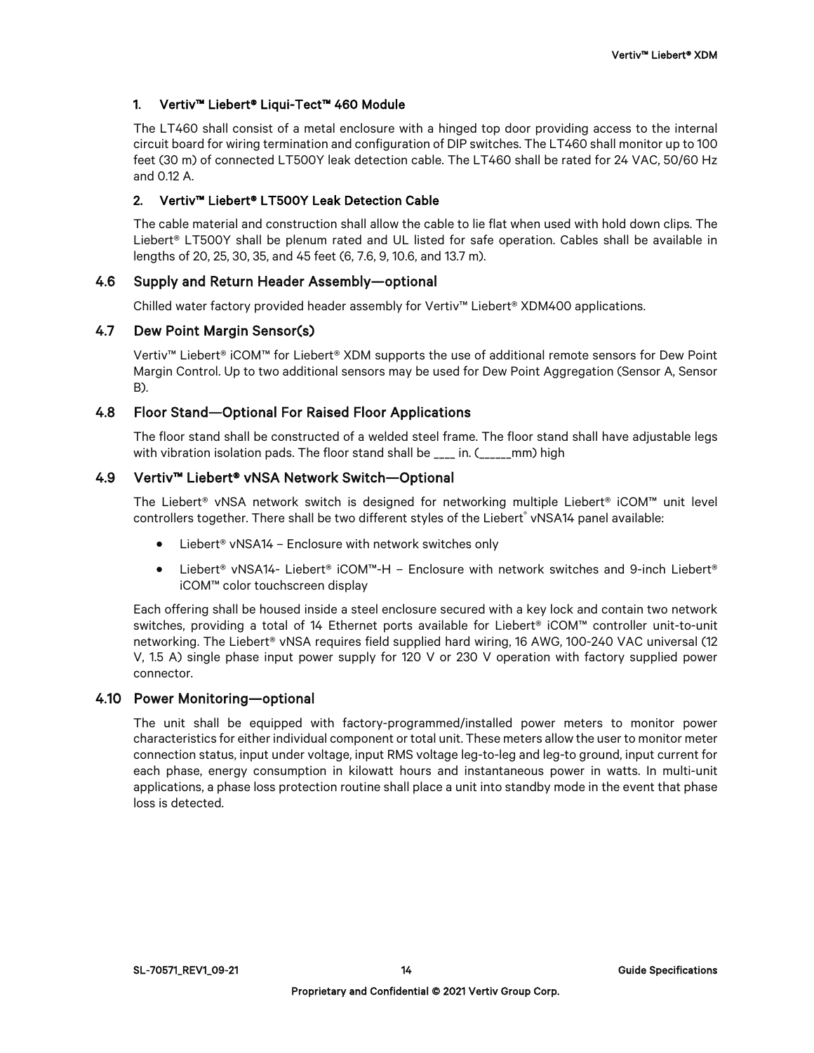### 1. Vertiv™ Liebert® Liqui-Tect™ 460 Module

The LT460 shall consist of a metal enclosure with a hinged top door providing access to the internal circuit board for wiring termination and configuration of DIP switches. The LT460 shall monitor up to 100 feet (30 m) of connected LT500Y leak detection cable. The LT460 shall be rated for 24 VAC, 50/60 Hz and 0.12 A.

### 2. Vertiv™ Liebert® LT500Y Leak Detection Cable

The cable material and construction shall allow the cable to lie flat when used with hold down clips. The Liebert® LT500Y shall be plenum rated and UL listed for safe operation. Cables shall be available in lengths of 20, 25, 30, 35, and 45 feet (6, 7.6, 9, 10.6, and 13.7 m).

## 4.6 Supply and Return Header Assembly—optional

Chilled water factory provided header assembly for Vertiv™ Liebert® XDM400 applications.

## 4.7 Dew Point Margin Sensor(s)

Vertiv™ Liebert® iCOM™ for Liebert® XDM supports the use of additional remote sensors for Dew Point Margin Control. Up to two additional sensors may be used for Dew Point Aggregation (Sensor A, Sensor B).

## 4.8 Floor Stand—Optional For Raised Floor Applications

The floor stand shall be constructed of a welded steel frame. The floor stand shall have adjustable legs with vibration isolation pads. The floor stand shall be ____ in. (______mm) high

## 4.9 Vertiv™ Liebert® vNSA Network Switch—Optional

The Liebert® vNSA network switch is designed for networking multiple Liebert® iCOM™ unit level controllers together. There shall be two different styles of the Liebert® vNSA14 panel available:

- Liebert® vNSA14 – Enclosure with network switches only
- Liebert® vNSA14- Liebert® iCOM™-H – Enclosure with network switches and 9-inch Liebert® iCOM™ color touchscreen display

Each offering shall be housed inside a steel enclosure secured with a key lock and contain two network switches, providing a total of 14 Ethernet ports available for Liebert® iCOM™ controller unit-to-unit networking. The Liebert® vNSA requires field supplied hard wiring, 16 AWG, 100-240 VAC universal (12 V, 1.5 A) single phase input power supply for 120 V or 230 V operation with factory supplied power connector.

## 4.10 Power Monitoring—optional

The unit shall be equipped with factory-programmed/installed power meters to monitor power characteristics for either individual component or total unit. These meters allow the user to monitor meter connection status, input under voltage, input RMS voltage leg-to-leg and leg-to ground, input current for each phase, energy consumption in kilowatt hours and instantaneous power in watts. In multi-unit applications, a phase loss protection routine shall place a unit into standby mode in the event that phase loss is detected.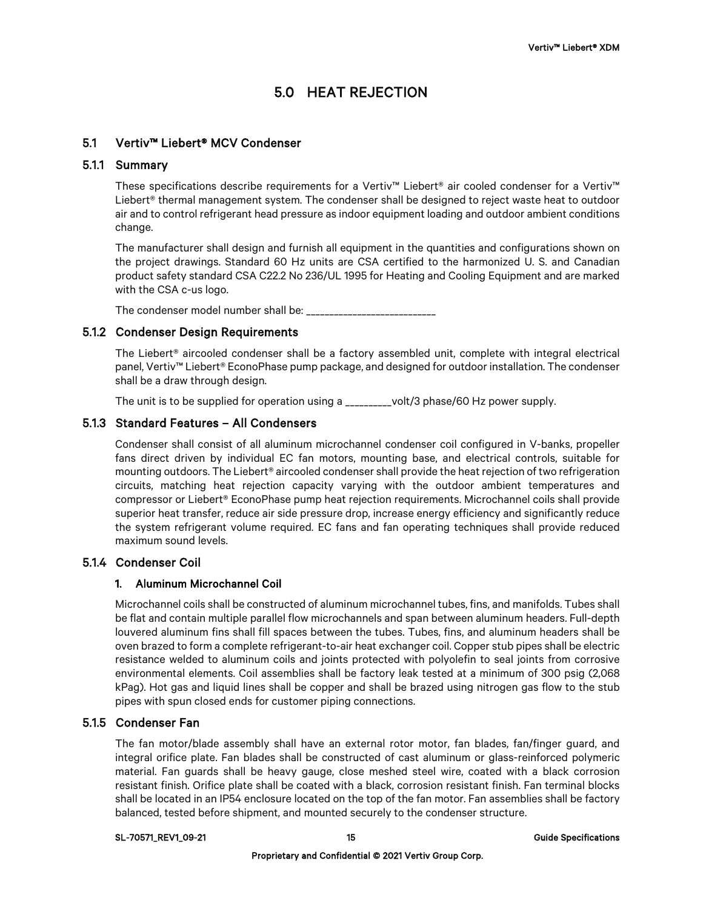# 5.0 HEAT REJECTION

## 5.1 Vertiv™ Liebert® MCV Condenser

### 5.1.1 Summary

These specifications describe requirements for a Vertiv™ Liebert® air cooled condenser for a Vertiv™ Liebert® thermal management system. The condenser shall be designed to reject waste heat to outdoor air and to control refrigerant head pressure as indoor equipment loading and outdoor ambient conditions change.

The manufacturer shall design and furnish all equipment in the quantities and configurations shown on the project drawings. Standard 60 Hz units are CSA certified to the harmonized U. S. and Canadian product safety standard CSA C22.2 No 236/UL 1995 for Heating and Cooling Equipment and are marked with the CSA c-us logo.

The condenser model number shall be: ___________________________

### 5.1.2 Condenser Design Requirements

The Liebert® aircooled condenser shall be a factory assembled unit, complete with integral electrical panel, Vertiv™ Liebert® EconoPhase pump package, and designed for outdoor installation. The condenser shall be a draw through design.

The unit is to be supplied for operation using a _________volt/3 phase/60 Hz power supply.

### 5.1.3 Standard Features – All Condensers

Condenser shall consist of all aluminum microchannel condenser coil configured in V-banks, propeller fans direct driven by individual EC fan motors, mounting base, and electrical controls, suitable for mounting outdoors. The Liebert® aircooled condenser shall provide the heat rejection of two refrigeration circuits, matching heat rejection capacity varying with the outdoor ambient temperatures and compressor or Liebert® EconoPhase pump heat rejection requirements. Microchannel coils shall provide superior heat transfer, reduce air side pressure drop, increase energy efficiency and significantly reduce the system refrigerant volume required. EC fans and fan operating techniques shall provide reduced maximum sound levels.

### 5.1.4 Condenser Coil

#### 1. Aluminum Microchannel Coil

Microchannel coils shall be constructed of aluminum microchannel tubes, fins, and manifolds. Tubes shall be flat and contain multiple parallel flow microchannels and span between aluminum headers. Full-depth louvered aluminum fins shall fill spaces between the tubes. Tubes, fins, and aluminum headers shall be oven brazed to form a complete refrigerant-to-air heat exchanger coil. Copper stub pipes shall be electric resistance welded to aluminum coils and joints protected with polyolefin to seal joints from corrosive environmental elements. Coil assemblies shall be factory leak tested at a minimum of 300 psig (2,068 kPag). Hot gas and liquid lines shall be copper and shall be brazed using nitrogen gas flow to the stub pipes with spun closed ends for customer piping connections.

### 5.1.5 Condenser Fan

The fan motor/blade assembly shall have an external rotor motor, fan blades, fan/finger guard, and integral orifice plate. Fan blades shall be constructed of cast aluminum or glass-reinforced polymeric material. Fan guards shall be heavy gauge, close meshed steel wire, coated with a black corrosion resistant finish. Orifice plate shall be coated with a black, corrosion resistant finish. Fan terminal blocks shall be located in an IP54 enclosure located on the top of the fan motor. Fan assemblies shall be factory balanced, tested before shipment, and mounted securely to the condenser structure.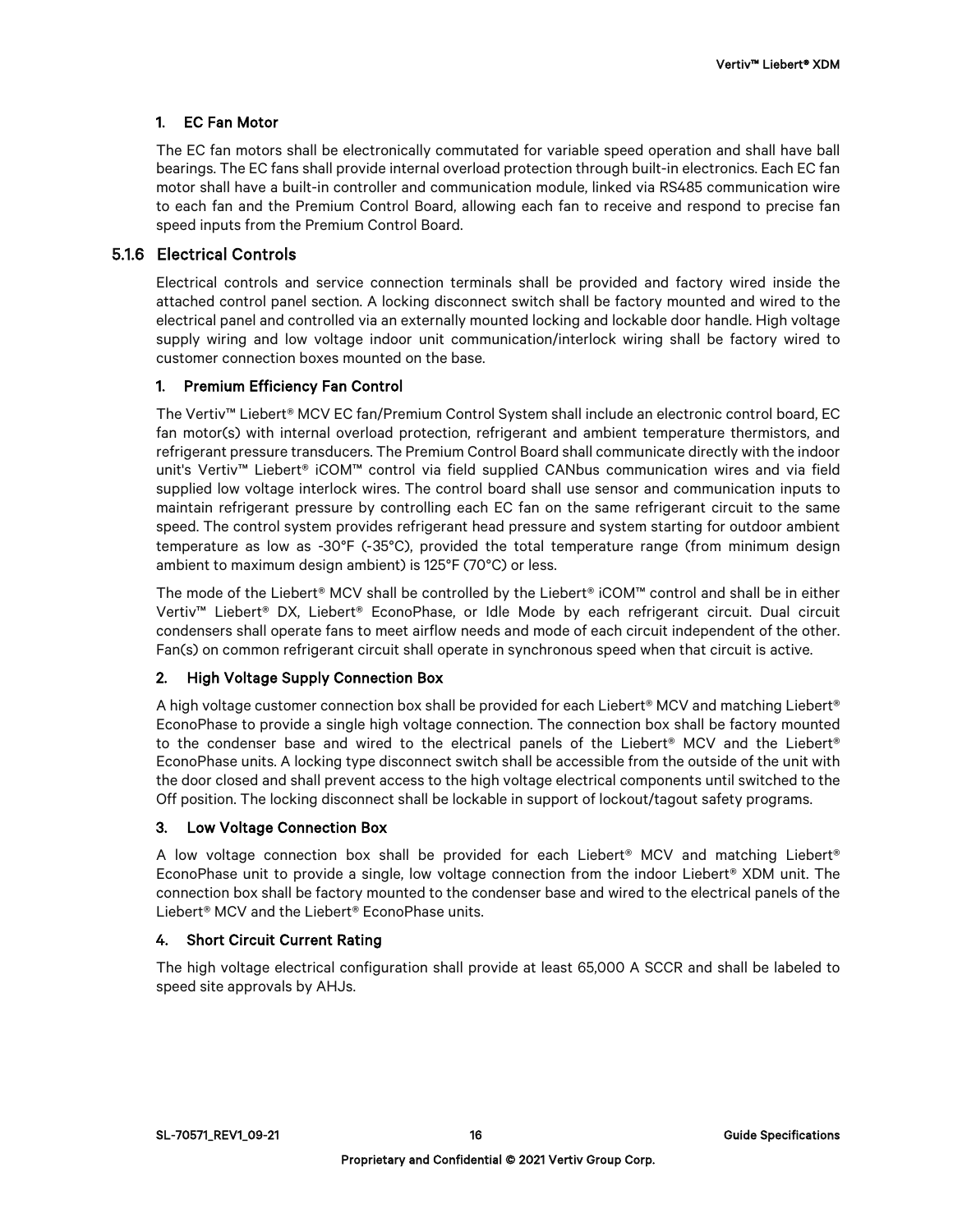#### 1. EC Fan Motor

The EC fan motors shall be electronically commutated for variable speed operation and shall have ball bearings. The EC fans shall provide internal overload protection through built-in electronics. Each EC fan motor shall have a built-in controller and communication module, linked via RS485 communication wire to each fan and the Premium Control Board, allowing each fan to receive and respond to precise fan speed inputs from the Premium Control Board.

### 5.1.6 Electrical Controls

Electrical controls and service connection terminals shall be provided and factory wired inside the attached control panel section. A locking disconnect switch shall be factory mounted and wired to the electrical panel and controlled via an externally mounted locking and lockable door handle. High voltage supply wiring and low voltage indoor unit communication/interlock wiring shall be factory wired to customer connection boxes mounted on the base.

#### 1. Premium Efficiency Fan Control

The Vertiv™ Liebert® MCV EC fan/Premium Control System shall include an electronic control board, EC fan motor(s) with internal overload protection, refrigerant and ambient temperature thermistors, and refrigerant pressure transducers. The Premium Control Board shall communicate directly with the indoor unit's Vertiv™ Liebert® iCOM™ control via field supplied CANbus communication wires and via field supplied low voltage interlock wires. The control board shall use sensor and communication inputs to maintain refrigerant pressure by controlling each EC fan on the same refrigerant circuit to the same speed. The control system provides refrigerant head pressure and system starting for outdoor ambient temperature as low as -30°F (-35°C), provided the total temperature range (from minimum design ambient to maximum design ambient) is 125°F (70°C) or less.

The mode of the Liebert® MCV shall be controlled by the Liebert® iCOM™ control and shall be in either Vertiv™ Liebert® DX, Liebert® EconoPhase, or Idle Mode by each refrigerant circuit. Dual circuit condensers shall operate fans to meet airflow needs and mode of each circuit independent of the other. Fan(s) on common refrigerant circuit shall operate in synchronous speed when that circuit is active.

#### 2. High Voltage Supply Connection Box

A high voltage customer connection box shall be provided for each Liebert® MCV and matching Liebert® EconoPhase to provide a single high voltage connection. The connection box shall be factory mounted to the condenser base and wired to the electrical panels of the Liebert® MCV and the Liebert® EconoPhase units. A locking type disconnect switch shall be accessible from the outside of the unit with the door closed and shall prevent access to the high voltage electrical components until switched to the Off position. The locking disconnect shall be lockable in support of lockout/tagout safety programs.

#### 3. Low Voltage Connection Box

A low voltage connection box shall be provided for each Liebert® MCV and matching Liebert® EconoPhase unit to provide a single, low voltage connection from the indoor Liebert® XDM unit. The connection box shall be factory mounted to the condenser base and wired to the electrical panels of the Liebert® MCV and the Liebert® EconoPhase units.

#### 4. Short Circuit Current Rating

The high voltage electrical configuration shall provide at least 65,000 A SCCR and shall be labeled to speed site approvals by AHJs.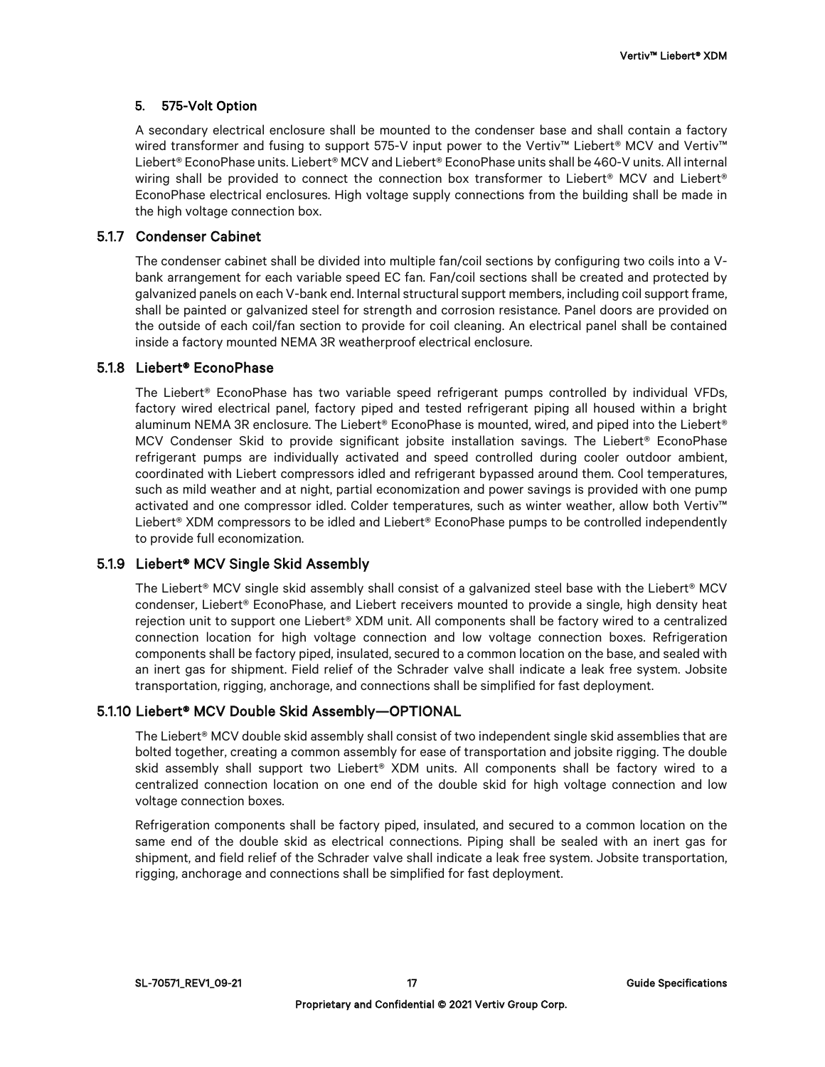#### 5. 575-Volt Option

A secondary electrical enclosure shall be mounted to the condenser base and shall contain a factory wired transformer and fusing to support 575-V input power to the Vertiv™ Liebert® MCV and Vertiv™ Liebert® EconoPhase units. Liebert® MCV and Liebert® EconoPhase units shall be 460-V units. All internal wiring shall be provided to connect the connection box transformer to Liebert® MCV and Liebert® EconoPhase electrical enclosures. High voltage supply connections from the building shall be made in the high voltage connection box.

### 5.1.7 Condenser Cabinet

The condenser cabinet shall be divided into multiple fan/coil sections by configuring two coils into a V-bank arrangement for each variable speed EC fan. Fan/coil sections shall be created and protected by galvanized panels on each V-bank end. Internal structural support members, including coil support frame, shall be painted or galvanized steel for strength and corrosion resistance. Panel doors are provided on the outside of each coil/fan section to provide for coil cleaning. An electrical panel shall be contained inside a factory mounted NEMA 3R weatherproof electrical enclosure.

### 5.1.8 Liebert® EconoPhase

The Liebert® EconoPhase has two variable speed refrigerant pumps controlled by individual VFDs, factory wired electrical panel, factory piped and tested refrigerant piping all housed within a bright aluminum NEMA 3R enclosure. The Liebert® EconoPhase is mounted, wired, and piped into the Liebert® MCV Condenser Skid to provide significant jobsite installation savings. The Liebert® EconoPhase refrigerant pumps are individually activated and speed controlled during cooler outdoor ambient, coordinated with Liebert compressors idled and refrigerant bypassed around them. Cool temperatures, such as mild weather and at night, partial economization and power savings is provided with one pump activated and one compressor idled. Colder temperatures, such as winter weather, allow both Vertiv™ Liebert® XDM compressors to be idled and Liebert® EconoPhase pumps to be controlled independently to provide full economization.

### 5.1.9 Liebert® MCV Single Skid Assembly

The Liebert® MCV single skid assembly shall consist of a galvanized steel base with the Liebert® MCV condenser, Liebert® EconoPhase, and Liebert receivers mounted to provide a single, high density heat rejection unit to support one Liebert® XDM unit. All components shall be factory wired to a centralized connection location for high voltage connection and low voltage connection boxes. Refrigeration components shall be factory piped, insulated, secured to a common location on the base, and sealed with an inert gas for shipment. Field relief of the Schrader valve shall indicate a leak free system. Jobsite transportation, rigging, anchorage, and connections shall be simplified for fast deployment.

### 5.1.10 Liebert® MCV Double Skid Assembly—OPTIONAL

The Liebert® MCV double skid assembly shall consist of two independent single skid assemblies that are bolted together, creating a common assembly for ease of transportation and jobsite rigging. The double skid assembly shall support two Liebert® XDM units. All components shall be factory wired to a centralized connection location on one end of the double skid for high voltage connection and low voltage connection boxes.

Refrigeration components shall be factory piped, insulated, and secured to a common location on the same end of the double skid as electrical connections. Piping shall be sealed with an inert gas for shipment, and field relief of the Schrader valve shall indicate a leak free system. Jobsite transportation, rigging, anchorage and connections shall be simplified for fast deployment.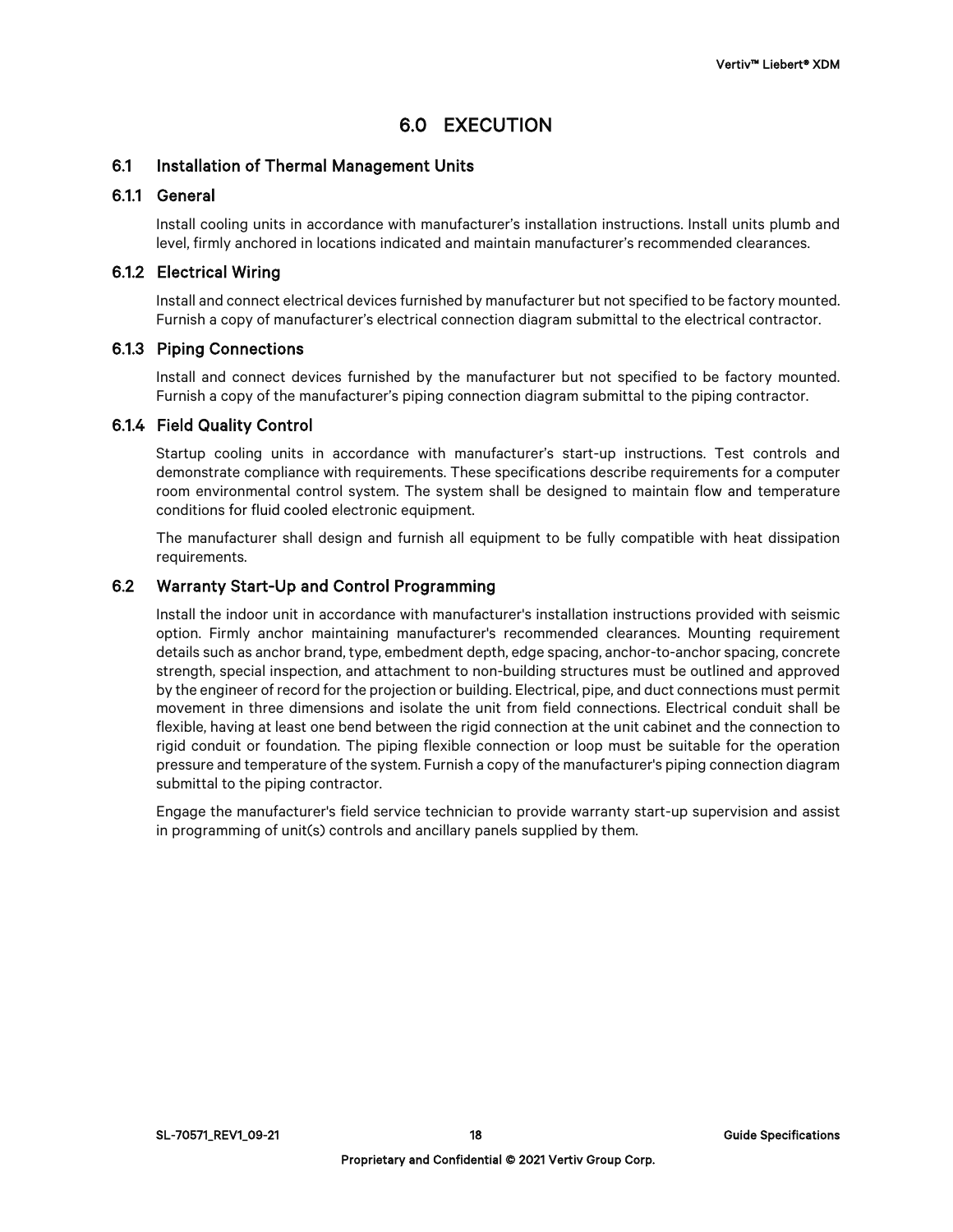# 6.0 EXECUTION

## 6.1 Installation of Thermal Management Units

### 6.1.1 General

Install cooling units in accordance with manufacturer's installation instructions. Install units plumb and level, firmly anchored in locations indicated and maintain manufacturer's recommended clearances.

### 6.1.2 Electrical Wiring

Install and connect electrical devices furnished by manufacturer but not specified to be factory mounted. Furnish a copy of manufacturer's electrical connection diagram submittal to the electrical contractor.

### 6.1.3 Piping Connections

Install and connect devices furnished by the manufacturer but not specified to be factory mounted. Furnish a copy of the manufacturer's piping connection diagram submittal to the piping contractor.

### 6.1.4 Field Quality Control

Startup cooling units in accordance with manufacturer's start-up instructions. Test controls and demonstrate compliance with requirements. These specifications describe requirements for a computer room environmental control system. The system shall be designed to maintain flow and temperature conditions for fluid cooled electronic equipment.

The manufacturer shall design and furnish all equipment to be fully compatible with heat dissipation requirements.

## 6.2 Warranty Start-Up and Control Programming

Install the indoor unit in accordance with manufacturer's installation instructions provided with seismic option. Firmly anchor maintaining manufacturer's recommended clearances. Mounting requirement details such as anchor brand, type, embedment depth, edge spacing, anchor-to-anchor spacing, concrete strength, special inspection, and attachment to non-building structures must be outlined and approved by the engineer of record for the projection or building. Electrical, pipe, and duct connections must permit movement in three dimensions and isolate the unit from field connections. Electrical conduit shall be flexible, having at least one bend between the rigid connection at the unit cabinet and the connection to rigid conduit or foundation. The piping flexible connection or loop must be suitable for the operation pressure and temperature of the system. Furnish a copy of the manufacturer's piping connection diagram submittal to the piping contractor.

Engage the manufacturer's field service technician to provide warranty start-up supervision and assist in programming of unit(s) controls and ancillary panels supplied by them.